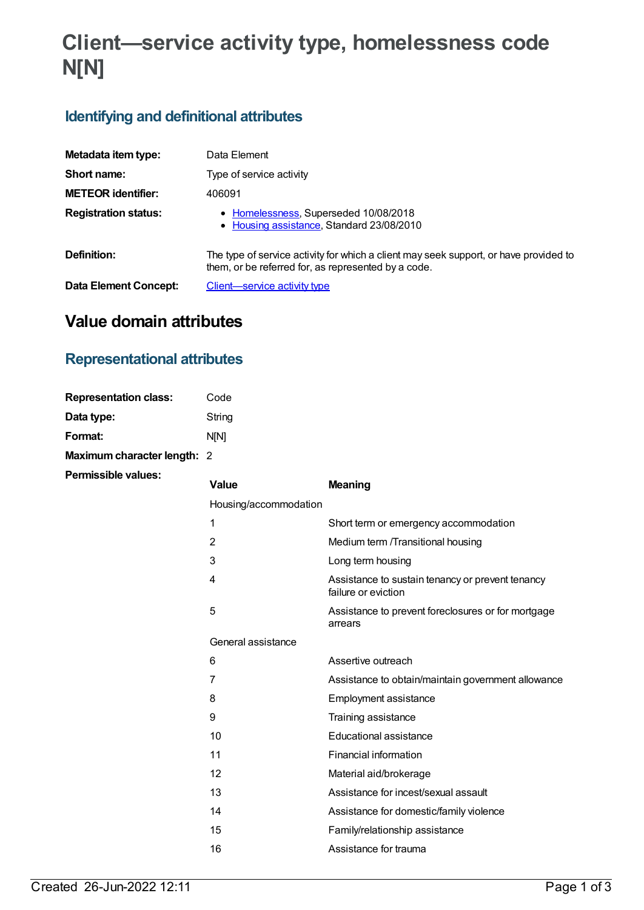# Client—service activity type, homelessness code N[N]

## Identifying and definitional attributes

| | |
|---|---|
| **Metadata item type:** | Data Element |
| **Short name:** | Type of service activity |
| **METEOR identifier:** | 406091 |
| **Registration status:** | • Homelessness, Superseded 10/08/2018<br>• Housing assistance, Standard 23/08/2010 |
| **Definition:** | The type of service activity for which a client may seek support, or have provided to them, or be referred for, as represented by a code. |
| **Data Element Concept:** | Client—service activity type |

# Value domain attributes

## Representational attributes

| | |
|---|---|
| **Representation class:** | Code |
| **Data type:** | String |
| **Format:** | N[N] |
| **Maximum character length:** | 2 |

**Permissible values:**

| Value | Meaning |
|---|---|
| Housing/accommodation | |
| 1 | Short term or emergency accommodation |
| 2 | Medium term /Transitional housing |
| 3 | Long term housing |
| 4 | Assistance to sustain tenancy or prevent tenancy failure or eviction |
| 5 | Assistance to prevent foreclosures or for mortgage arrears |
| General assistance | |
| 6 | Assertive outreach |
| 7 | Assistance to obtain/maintain government allowance |
| 8 | Employment assistance |
| 9 | Training assistance |
| 10 | Educational assistance |
| 11 | Financial information |
| 12 | Material aid/brokerage |
| 13 | Assistance for incest/sexual assault |
| 14 | Assistance for domestic/family violence |
| 15 | Family/relationship assistance |
| 16 | Assistance for trauma |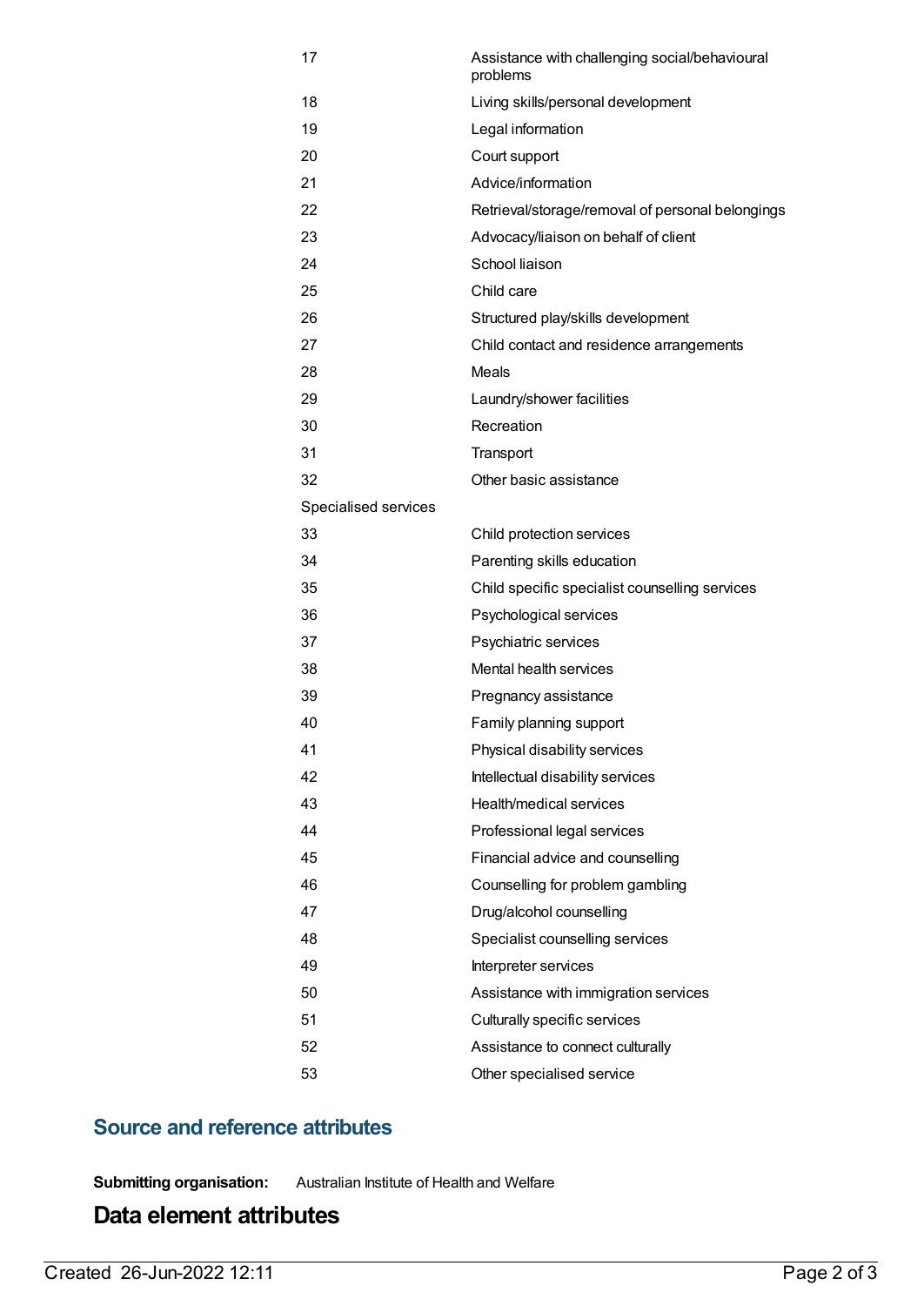| | |
|---|---|
| 17 | Assistance with challenging social/behavioural problems |
| 18 | Living skills/personal development |
| 19 | Legal information |
| 20 | Court support |
| 21 | Advice/information |
| 22 | Retrieval/storage/removal of personal belongings |
| 23 | Advocacy/liaison on behalf of client |
| 24 | School liaison |
| 25 | Child care |
| 26 | Structured play/skills development |
| 27 | Child contact and residence arrangements |
| 28 | Meals |
| 29 | Laundry/shower facilities |
| 30 | Recreation |
| 31 | Transport |
| 32 | Other basic assistance |
| Specialised services | |
| 33 | Child protection services |
| 34 | Parenting skills education |
| 35 | Child specific specialist counselling services |
| 36 | Psychological services |
| 37 | Psychiatric services |
| 38 | Mental health services |
| 39 | Pregnancy assistance |
| 40 | Family planning support |
| 41 | Physical disability services |
| 42 | Intellectual disability services |
| 43 | Health/medical services |
| 44 | Professional legal services |
| 45 | Financial advice and counselling |
| 46 | Counselling for problem gambling |
| 47 | Drug/alcohol counselling |
| 48 | Specialist counselling services |
| 49 | Interpreter services |
| 50 | Assistance with immigration services |
| 51 | Culturally specific services |
| 52 | Assistance to connect culturally |
| 53 | Other specialised service |

## Source and reference attributes

**Submitting organisation:** Australian Institute of Health and Welfare

# Data element attributes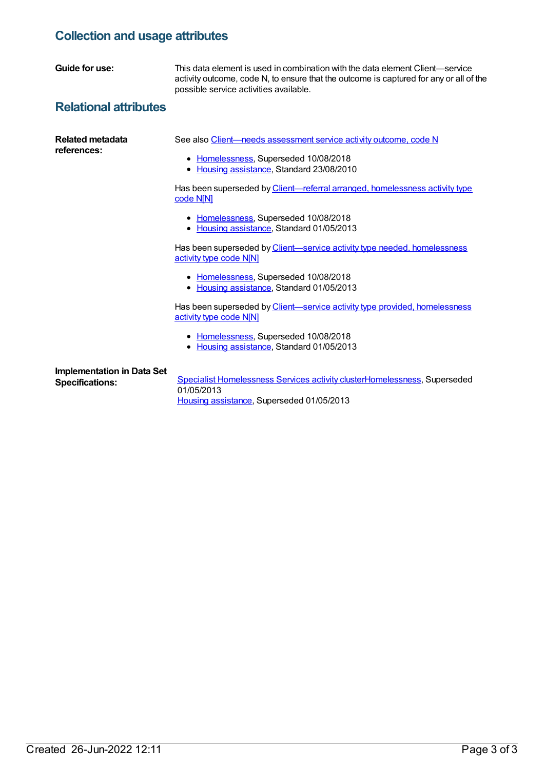## Collection and usage attributes

**Guide for use:** This data element is used in combination with the data element Client—service activity outcome, code N, to ensure that the outcome is captured for any or all of the possible service activities available.

## Relational attributes

**Related metadata references:**

See also Client—needs assessment service activity outcome, code N

- Homelessness, Superseded 10/08/2018
- Housing assistance, Standard 23/08/2010

Has been superseded by Client—referral arranged, homelessness activity type code N[N]

- Homelessness, Superseded 10/08/2018
- Housing assistance, Standard 01/05/2013

Has been superseded by Client—service activity type needed, homelessness activity type code N[N]

- Homelessness, Superseded 10/08/2018
- Housing assistance, Standard 01/05/2013

Has been superseded by Client—service activity type provided, homelessness activity type code N[N]

- Homelessness, Superseded 10/08/2018
- Housing assistance, Standard 01/05/2013

**Implementation in Data Set Specifications:**

Specialist Homelessness Services activity clusterHomelessness, Superseded 01/05/2013
Housing assistance, Superseded 01/05/2013